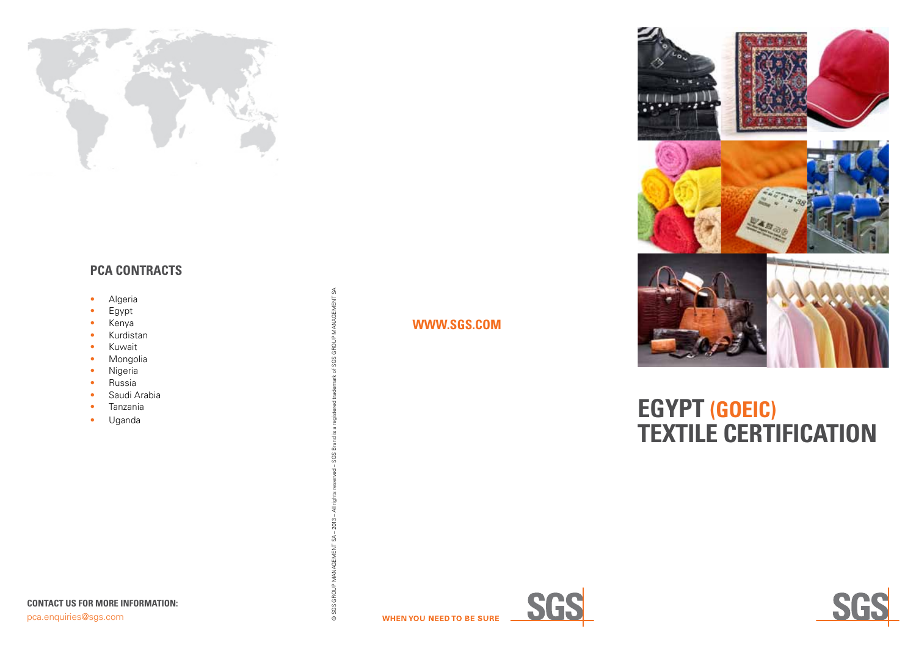## PCA CONTRACTS

- Algeria
- Egypt
- Kenya
- Kurdistan
- Kuwait
- Mongolia
- Nigeria
- Russia
- Saudi Arabia
- Tanzania
- Uganda

**CONTACT US FOR MORE INFORMATION:**
pca.enquiries@sgs.com

© SGS GROUP MANAGEMENT SA – 2013 – All rights reserved – SGS Brand is a registered trademark of SGS GROUP MANAGEMENT SA

**WWW.SGS.COM**

**WHEN YOU NEED TO BE SURE**

SGS

# EGYPT (GOEIC) TEXTILE CERTIFICATION

SGS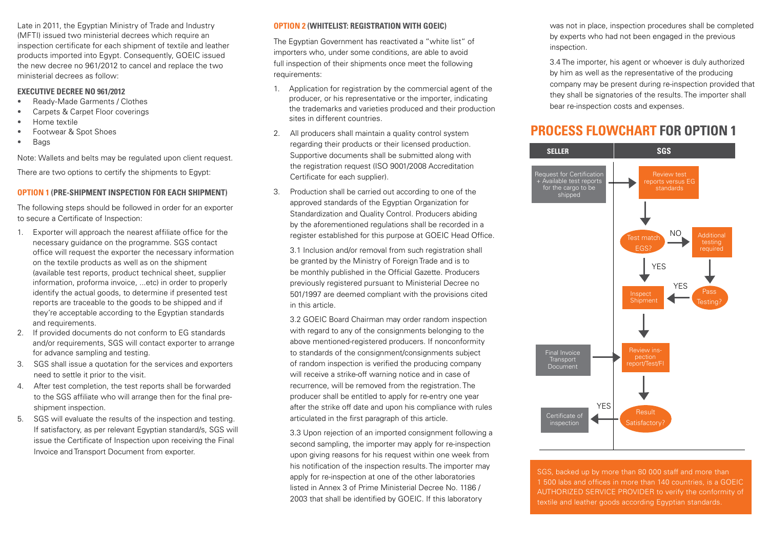Late in 2011, the Egyptian Ministry of Trade and Industry (MFTI) issued two ministerial decrees which require an inspection certificate for each shipment of textile and leather products imported into Egypt. Consequently, GOEIC issued the new decree no 961/2012 to cancel and replace the two ministerial decrees as follow:

#### EXECUTIVE DECREE NO 961/2012

- Ready-Made Garments / Clothes
- Carpets & Carpet Floor coverings
- Home textile
- Footwear & Spot Shoes
- Bags

Note: Wallets and belts may be regulated upon client request.

There are two options to certify the shipments to Egypt:

#### OPTION 1 (PRE-SHIPMENT INSPECTION FOR EACH SHIPMENT)

The following steps should be followed in order for an exporter to secure a Certificate of Inspection:

1. Exporter will approach the nearest affiliate office for the necessary guidance on the programme. SGS contact office will request the exporter the necessary information on the textile products as well as on the shipment (available test reports, product technical sheet, supplier information, proforma invoice, ...etc) in order to properly identify the actual goods, to determine if presented test reports are traceable to the goods to be shipped and if they're acceptable according to the Egyptian standards and requirements.
2. If provided documents do not conform to EG standards and/or requirements, SGS will contact exporter to arrange for advance sampling and testing.
3. SGS shall issue a quotation for the services and exporters need to settle it prior to the visit.
4. After test completion, the test reports shall be forwarded to the SGS affiliate who will arrange then for the final pre-shipment inspection.
5. SGS will evaluate the results of the inspection and testing. If satisfactory, as per relevant Egyptian standard/s, SGS will issue the Certificate of Inspection upon receiving the Final Invoice and Transport Document from exporter.

#### OPTION 2 (WHITELIST: REGISTRATION WITH GOEIC)

The Egyptian Government has reactivated a "white list" of importers who, under some conditions, are able to avoid full inspection of their shipments once meet the following requirements:

1. Application for registration by the commercial agent of the producer, or his representative or the importer, indicating the trademarks and varieties produced and their production sites in different countries.
2. All producers shall maintain a quality control system regarding their products or their licensed production. Supportive documents shall be submitted along with the registration request (ISO 9001/2008 Accreditation Certificate for each supplier).
3. Production shall be carried out according to one of the approved standards of the Egyptian Organization for Standardization and Quality Control. Producers abiding by the aforementioned regulations shall be recorded in a register established for this purpose at GOEIC Head Office.

   3.1 Inclusion and/or removal from such registration shall be granted by the Ministry of Foreign Trade and is to be monthly published in the Official Gazette. Producers previously registered pursuant to Ministerial Decree no 501/1997 are deemed compliant with the provisions cited in this article.

   3.2 GOEIC Board Chairman may order random inspection with regard to any of the consignments belonging to the above mentioned-registered producers. If nonconformity to standards of the consignment/consignments subject of random inspection is verified the producing company will receive a strike-off warning notice and in case of recurrence, will be removed from the registration. The producer shall be entitled to apply for re-entry one year after the strike off date and upon his compliance with rules articulated in the first paragraph of this article.

   3.3 Upon rejection of an imported consignment following a second sampling, the importer may apply for re-inspection upon giving reasons for his request within one week from his notification of the inspection results. The importer may apply for re-inspection at one of the other laboratories listed in Annex 3 of Prime Ministerial Decree No. 1186 / 2003 that shall be identified by GOEIC. If this laboratory was not in place, inspection procedures shall be completed by experts who had not been engaged in the previous inspection.

   3.4 The importer, his agent or whoever is duly authorized by him as well as the representative of the producing company may be present during re-inspection provided that they shall be signatories of the results. The importer shall bear re-inspection costs and expenses.

## PROCESS FLOWCHART FOR OPTION 1

SELLER

SGS

Request for Certification + Available test reports for the cargo to be shipped

Review test reports versus EG standards

Test match EGS?

NO

Additional testing required

YES

Pass Testing?

YES

Inspect Shipment

Final Invoice Transport Document

Review inspection report/Test/FI

Result Satisfactory?

YES

Certificate of inspection

SGS, backed up by more than 80 000 staff and more than 1 500 labs and offices in more than 140 countries, is a GOEIC AUTHORIZED SERVICE PROVIDER to verify the conformity of textile and leather goods according Egyptian standards.